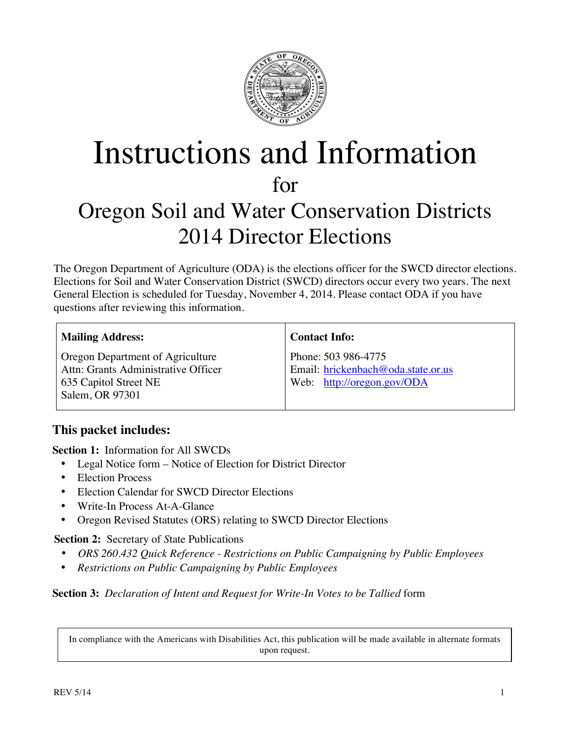# Instructions and Information

for

# Oregon Soil and Water Conservation Districts 2014 Director Elections

The Oregon Department of Agriculture (ODA) is the elections officer for the SWCD director elections. Elections for Soil and Water Conservation District (SWCD) directors occur every two years. The next General Election is scheduled for Tuesday, November 4, 2014. Please contact ODA if you have questions after reviewing this information.

| **Mailing Address:** | **Contact Info:** |
|---|---|
| Oregon Department of Agriculture<br>Attn: Grants Administrative Officer<br>635 Capitol Street NE<br>Salem, OR 97301 | Phone: 503 986-4775<br>Email: hrickenbach@oda.state.or.us<br>Web: http://oregon.gov/ODA |

## This packet includes:

**Section 1:** Information for All SWCDs

- Legal Notice form – Notice of Election for District Director
- Election Process
- Election Calendar for SWCD Director Elections
- Write-In Process At-A-Glance
- Oregon Revised Statutes (ORS) relating to SWCD Director Elections

**Section 2:** Secretary of State Publications

- *ORS 260.432 Quick Reference - Restrictions on Public Campaigning by Public Employees*
- *Restrictions on Public Campaigning by Public Employees*

**Section 3:** *Declaration of Intent and Request for Write-In Votes to be Tallied* form

In compliance with the Americans with Disabilities Act, this publication will be made available in alternate formats upon request.

REV 5/14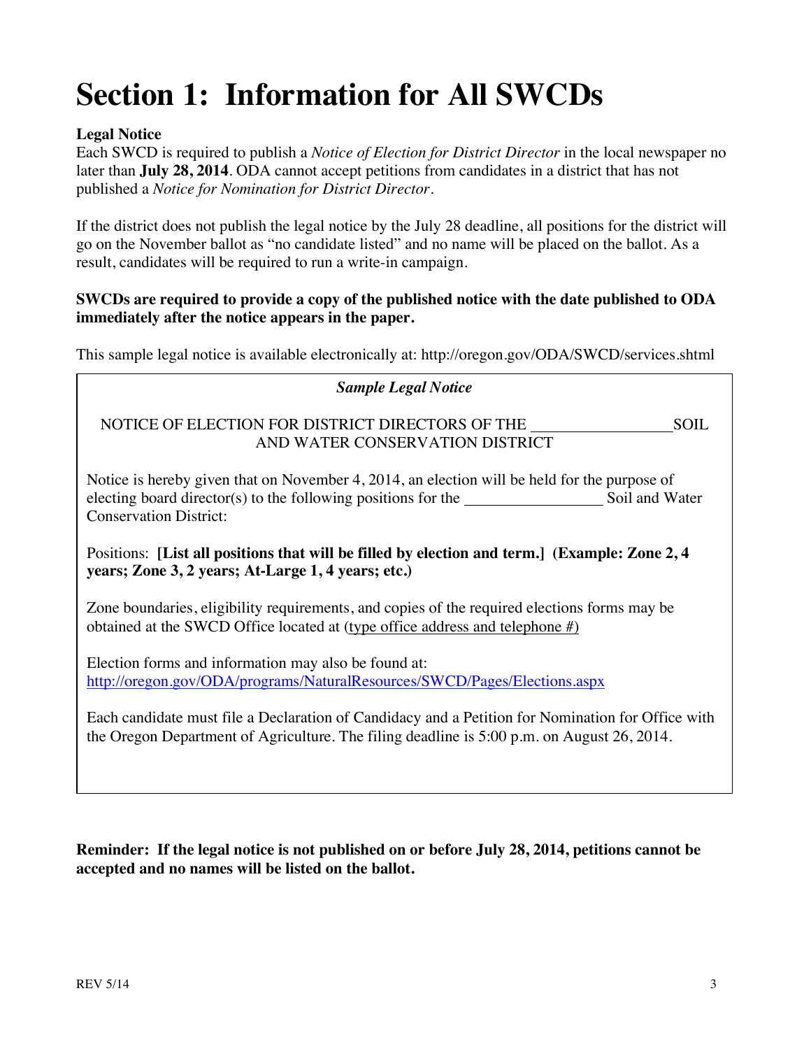# Section 1: Information for All SWCDs

**Legal Notice**
Each SWCD is required to publish a *Notice of Election for District Director* in the local newspaper no later than **July 28, 2014**. ODA cannot accept petitions from candidates in a district that has not published a *Notice for Nomination for District Director*.

If the district does not publish the legal notice by the July 28 deadline, all positions for the district will go on the November ballot as "no candidate listed" and no name will be placed on the ballot. As a result, candidates will be required to run a write-in campaign.

**SWCDs are required to provide a copy of the published notice with the date published to ODA immediately after the notice appears in the paper.**

This sample legal notice is available electronically at: http://oregon.gov/ODA/SWCD/services.shtml

---

***Sample Legal Notice***

NOTICE OF ELECTION FOR DISTRICT DIRECTORS OF THE ________________ SOIL AND WATER CONSERVATION DISTRICT

Notice is hereby given that on November 4, 2014, an election will be held for the purpose of electing board director(s) to the following positions for the ________________ Soil and Water Conservation District:

Positions: **[List all positions that will be filled by election and term.] (Example: Zone 2, 4 years; Zone 3, 2 years; At-Large 1, 4 years; etc.)**

Zone boundaries, eligibility requirements, and copies of the required elections forms may be obtained at the SWCD Office located at (type office address and telephone #)

Election forms and information may also be found at:
http://oregon.gov/ODA/programs/NaturalResources/SWCD/Pages/Elections.aspx

Each candidate must file a Declaration of Candidacy and a Petition for Nomination for Office with the Oregon Department of Agriculture. The filing deadline is 5:00 p.m. on August 26, 2014.

---

**Reminder: If the legal notice is not published on or before July 28, 2014, petitions cannot be accepted and no names will be listed on the ballot.**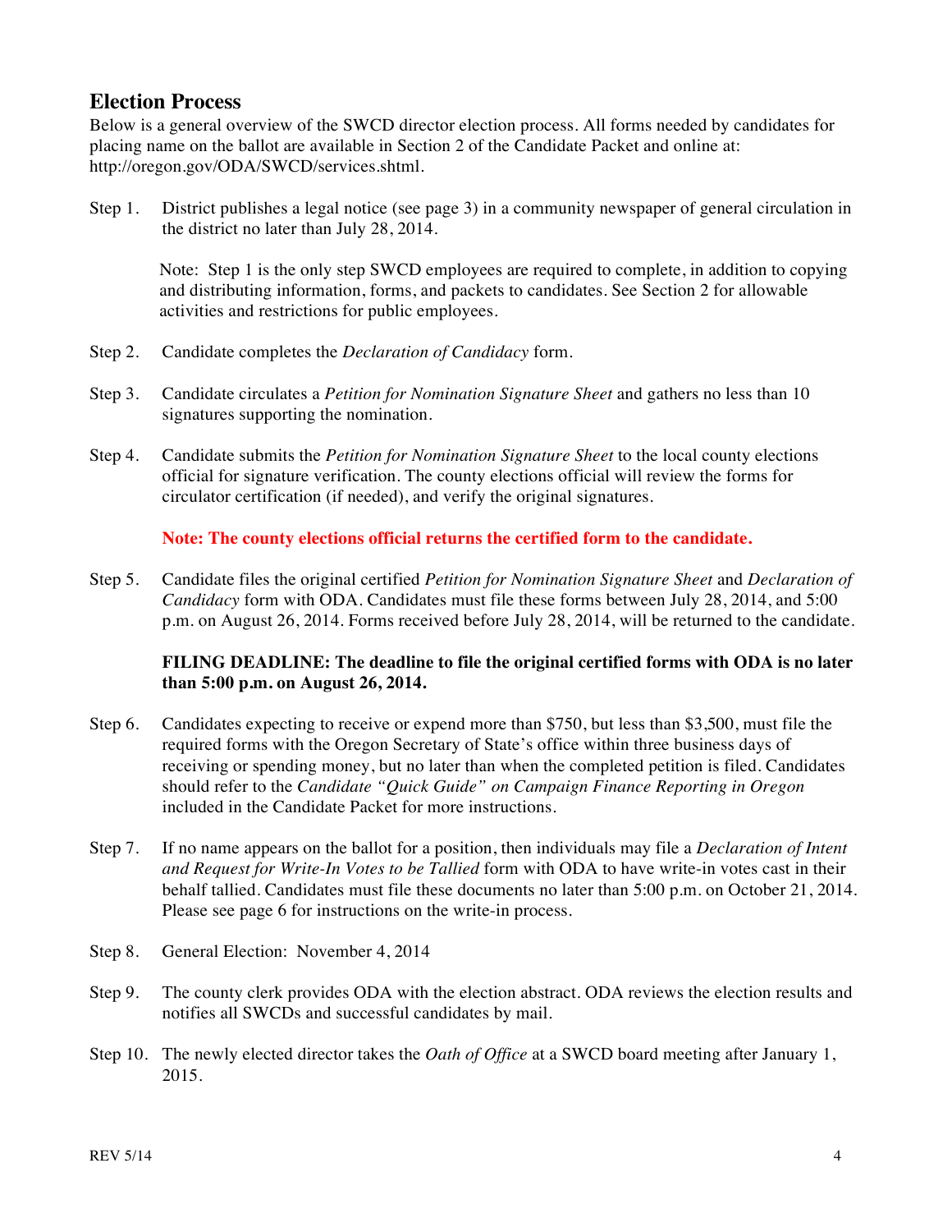## Election Process

Below is a general overview of the SWCD director election process. All forms needed by candidates for placing name on the ballot are available in Section 2 of the Candidate Packet and online at: http://oregon.gov/ODA/SWCD/services.shtml.

Step 1. District publishes a legal notice (see page 3) in a community newspaper of general circulation in the district no later than July 28, 2014.

Note: Step 1 is the only step SWCD employees are required to complete, in addition to copying and distributing information, forms, and packets to candidates. See Section 2 for allowable activities and restrictions for public employees.

Step 2. Candidate completes the *Declaration of Candidacy* form.

Step 3. Candidate circulates a *Petition for Nomination Signature Sheet* and gathers no less than 10 signatures supporting the nomination.

Step 4. Candidate submits the *Petition for Nomination Signature Sheet* to the local county elections official for signature verification. The county elections official will review the forms for circulator certification (if needed), and verify the original signatures.

**Note: The county elections official returns the certified form to the candidate.**

Step 5. Candidate files the original certified *Petition for Nomination Signature Sheet* and *Declaration of Candidacy* form with ODA. Candidates must file these forms between July 28, 2014, and 5:00 p.m. on August 26, 2014. Forms received before July 28, 2014, will be returned to the candidate.

**FILING DEADLINE: The deadline to file the original certified forms with ODA is no later than 5:00 p.m. on August 26, 2014.**

Step 6. Candidates expecting to receive or expend more than $750, but less than $3,500, must file the required forms with the Oregon Secretary of State's office within three business days of receiving or spending money, but no later than when the completed petition is filed. Candidates should refer to the *Candidate "Quick Guide" on Campaign Finance Reporting in Oregon* included in the Candidate Packet for more instructions.

Step 7. If no name appears on the ballot for a position, then individuals may file a *Declaration of Intent and Request for Write-In Votes to be Tallied* form with ODA to have write-in votes cast in their behalf tallied. Candidates must file these documents no later than 5:00 p.m. on October 21, 2014. Please see page 6 for instructions on the write-in process.

Step 8. General Election: November 4, 2014

Step 9. The county clerk provides ODA with the election abstract. ODA reviews the election results and notifies all SWCDs and successful candidates by mail.

Step 10. The newly elected director takes the *Oath of Office* at a SWCD board meeting after January 1, 2015.

REV 5/14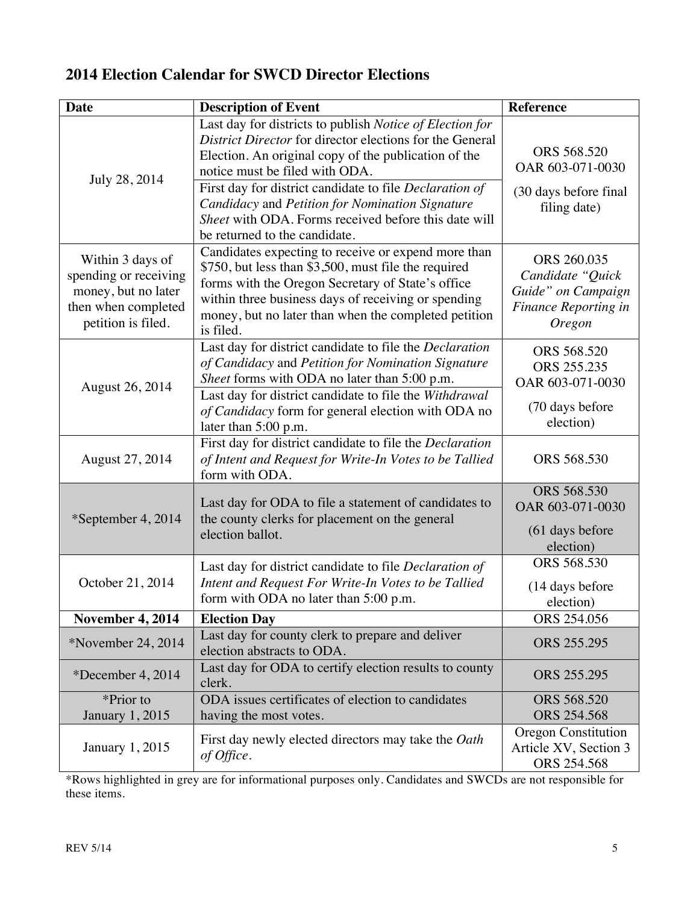## 2014 Election Calendar for SWCD Director Elections

| Date | Description of Event | Reference |
|---|---|---|
| July 28, 2014 | Last day for districts to publish *Notice of Election for District Director* for director elections for the General Election. An original copy of the publication of the notice must be filed with ODA. | ORS 568.520<br>OAR 603-071-0030<br>(30 days before final filing date) |
| | First day for district candidate to file *Declaration of Candidacy* and *Petition for Nomination Signature Sheet* with ODA. Forms received before this date will be returned to the candidate. | |
| Within 3 days of spending or receiving money, but no later then when completed petition is filed. | Candidates expecting to receive or expend more than $750, but less than $3,500, must file the required forms with the Oregon Secretary of State's office within three business days of receiving or spending money, but no later than when the completed petition is filed. | ORS 260.035<br>*Candidate "Quick Guide" on Campaign Finance Reporting in Oregon* |
| August 26, 2014 | Last day for district candidate to file the *Declaration of Candidacy* and *Petition for Nomination Signature Sheet* forms with ODA no later than 5:00 p.m. | ORS 568.520<br>ORS 255.235<br>OAR 603-071-0030<br>(70 days before election) |
| | Last day for district candidate to file the *Withdrawal of Candidacy* form for general election with ODA no later than 5:00 p.m. | |
| August 27, 2014 | First day for district candidate to file the *Declaration of Intent and Request for Write-In Votes to be Tallied* form with ODA. | ORS 568.530 |
| *September 4, 2014 | Last day for ODA to file a statement of candidates to the county clerks for placement on the general election ballot. | ORS 568.530<br>OAR 603-071-0030<br>(61 days before election) |
| October 21, 2014 | Last day for district candidate to file *Declaration of Intent and Request For Write-In Votes to be Tallied* form with ODA no later than 5:00 p.m. | ORS 568.530<br>(14 days before election) |
| **November 4, 2014** | **Election Day** | ORS 254.056 |
| *November 24, 2014 | Last day for county clerk to prepare and deliver election abstracts to ODA. | ORS 255.295 |
| *December 4, 2014 | Last day for ODA to certify election results to county clerk. | ORS 255.295 |
| *Prior to January 1, 2015 | ODA issues certificates of election to candidates having the most votes. | ORS 568.520<br>ORS 254.568 |
| January 1, 2015 | First day newly elected directors may take the *Oath of Office*. | Oregon Constitution Article XV, Section 3<br>ORS 254.568 |

*Rows highlighted in grey are for informational purposes only. Candidates and SWCDs are not responsible for these items.

REV 5/14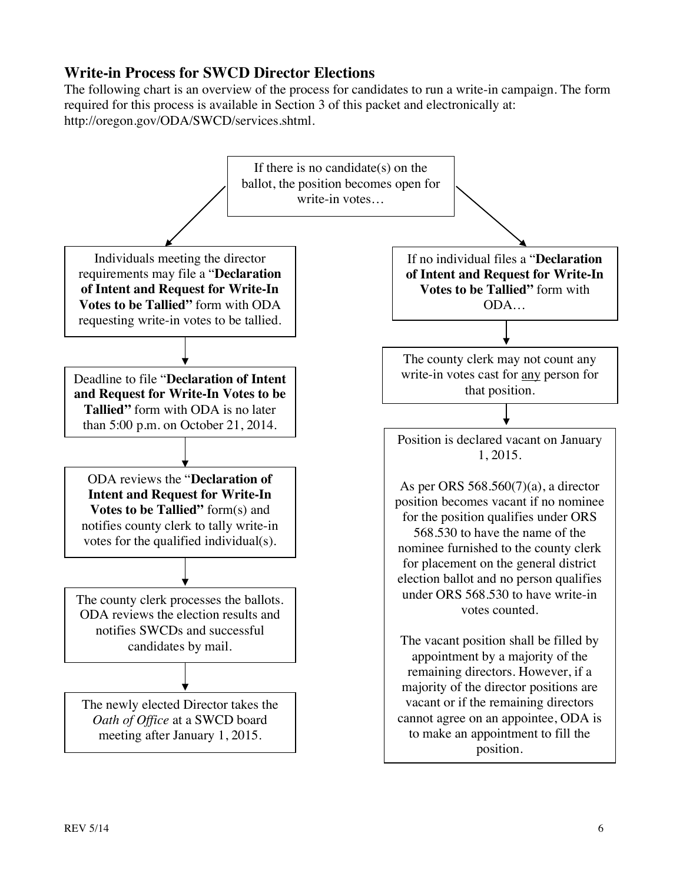## Write-in Process for SWCD Director Elections

The following chart is an overview of the process for candidates to run a write-in campaign. The form required for this process is available in Section 3 of this packet and electronically at: http://oregon.gov/ODA/SWCD/services.shtml.

If there is no candidate(s) on the ballot, the position becomes open for write-in votes…

Individuals meeting the director requirements may file a "**Declaration of Intent and Request for Write-In Votes to be Tallied"** form with ODA requesting write-in votes to be tallied.

Deadline to file "**Declaration of Intent and Request for Write-In Votes to be Tallied"** form with ODA is no later than 5:00 p.m. on October 21, 2014.

ODA reviews the "**Declaration of Intent and Request for Write-In Votes to be Tallied"** form(s) and notifies county clerk to tally write-in votes for the qualified individual(s).

The county clerk processes the ballots. ODA reviews the election results and notifies SWCDs and successful candidates by mail.

The newly elected Director takes the *Oath of Office* at a SWCD board meeting after January 1, 2015.

If no individual files a "**Declaration of Intent and Request for Write-In Votes to be Tallied"** form with ODA…

The county clerk may not count any write-in votes cast for <u>any</u> person for that position.

Position is declared vacant on January 1, 2015.

As per ORS 568.560(7)(a), a director position becomes vacant if no nominee for the position qualifies under ORS 568.530 to have the name of the nominee furnished to the county clerk for placement on the general district election ballot and no person qualifies under ORS 568.530 to have write-in votes counted.

The vacant position shall be filled by appointment by a majority of the remaining directors. However, if a majority of the director positions are vacant or if the remaining directors cannot agree on an appointee, ODA is to make an appointment to fill the position.

REV 5/14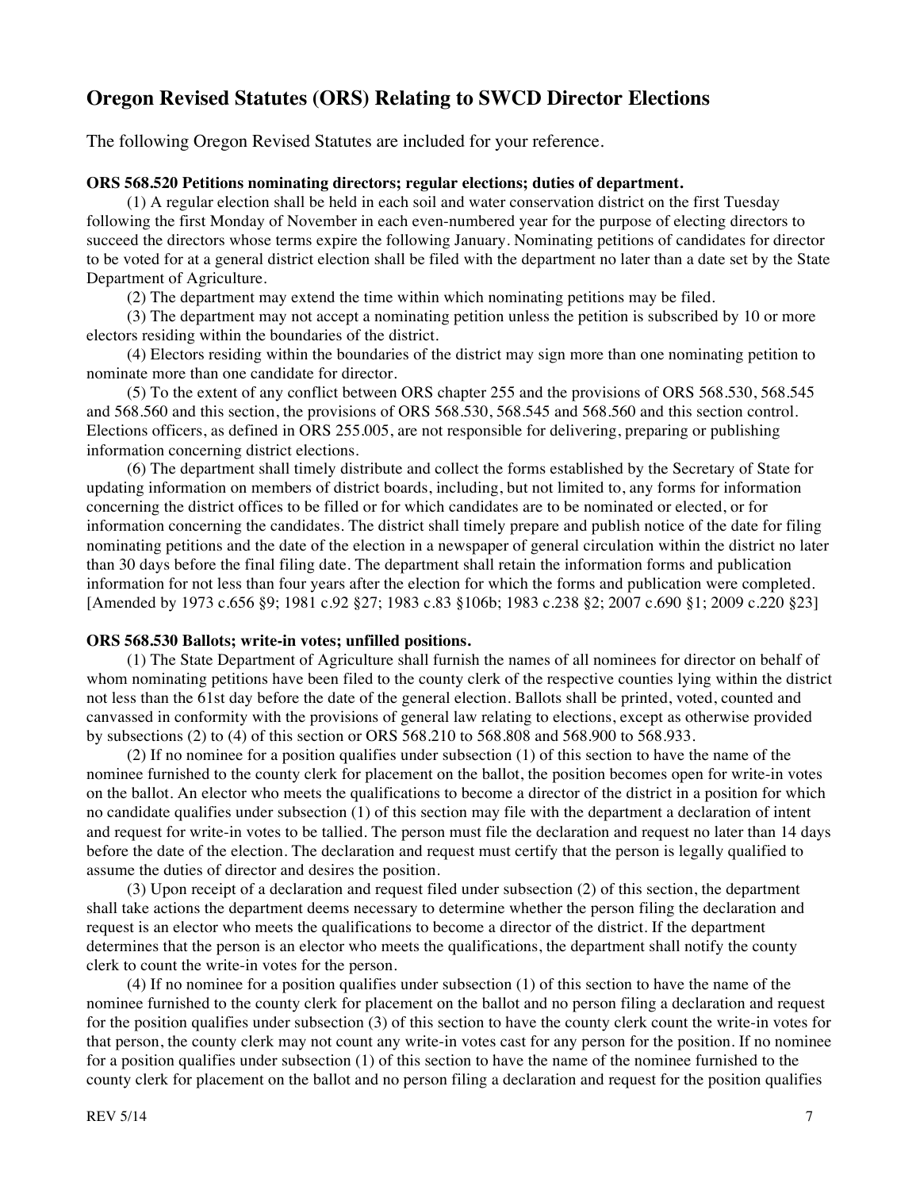## Oregon Revised Statutes (ORS) Relating to SWCD Director Elections

The following Oregon Revised Statutes are included for your reference.

**ORS 568.520 Petitions nominating directors; regular elections; duties of department.**

(1) A regular election shall be held in each soil and water conservation district on the first Tuesday following the first Monday of November in each even-numbered year for the purpose of electing directors to succeed the directors whose terms expire the following January. Nominating petitions of candidates for director to be voted for at a general district election shall be filed with the department no later than a date set by the State Department of Agriculture.

(2) The department may extend the time within which nominating petitions may be filed.

(3) The department may not accept a nominating petition unless the petition is subscribed by 10 or more electors residing within the boundaries of the district.

(4) Electors residing within the boundaries of the district may sign more than one nominating petition to nominate more than one candidate for director.

(5) To the extent of any conflict between ORS chapter 255 and the provisions of ORS 568.530, 568.545 and 568.560 and this section, the provisions of ORS 568.530, 568.545 and 568.560 and this section control. Elections officers, as defined in ORS 255.005, are not responsible for delivering, preparing or publishing information concerning district elections.

(6) The department shall timely distribute and collect the forms established by the Secretary of State for updating information on members of district boards, including, but not limited to, any forms for information concerning the district offices to be filled or for which candidates are to be nominated or elected, or for information concerning the candidates. The district shall timely prepare and publish notice of the date for filing nominating petitions and the date of the election in a newspaper of general circulation within the district no later than 30 days before the final filing date. The department shall retain the information forms and publication information for not less than four years after the election for which the forms and publication were completed. [Amended by 1973 c.656 §9; 1981 c.92 §27; 1983 c.83 §106b; 1983 c.238 §2; 2007 c.690 §1; 2009 c.220 §23]

**ORS 568.530 Ballots; write-in votes; unfilled positions.**

(1) The State Department of Agriculture shall furnish the names of all nominees for director on behalf of whom nominating petitions have been filed to the county clerk of the respective counties lying within the district not less than the 61st day before the date of the general election. Ballots shall be printed, voted, counted and canvassed in conformity with the provisions of general law relating to elections, except as otherwise provided by subsections (2) to (4) of this section or ORS 568.210 to 568.808 and 568.900 to 568.933.

(2) If no nominee for a position qualifies under subsection (1) of this section to have the name of the nominee furnished to the county clerk for placement on the ballot, the position becomes open for write-in votes on the ballot. An elector who meets the qualifications to become a director of the district in a position for which no candidate qualifies under subsection (1) of this section may file with the department a declaration of intent and request for write-in votes to be tallied. The person must file the declaration and request no later than 14 days before the date of the election. The declaration and request must certify that the person is legally qualified to assume the duties of director and desires the position.

(3) Upon receipt of a declaration and request filed under subsection (2) of this section, the department shall take actions the department deems necessary to determine whether the person filing the declaration and request is an elector who meets the qualifications to become a director of the district. If the department determines that the person is an elector who meets the qualifications, the department shall notify the county clerk to count the write-in votes for the person.

(4) If no nominee for a position qualifies under subsection (1) of this section to have the name of the nominee furnished to the county clerk for placement on the ballot and no person filing a declaration and request for the position qualifies under subsection (3) of this section to have the county clerk count the write-in votes for that person, the county clerk may not count any write-in votes cast for any person for the position. If no nominee for a position qualifies under subsection (1) of this section to have the name of the nominee furnished to the county clerk for placement on the ballot and no person filing a declaration and request for the position qualifies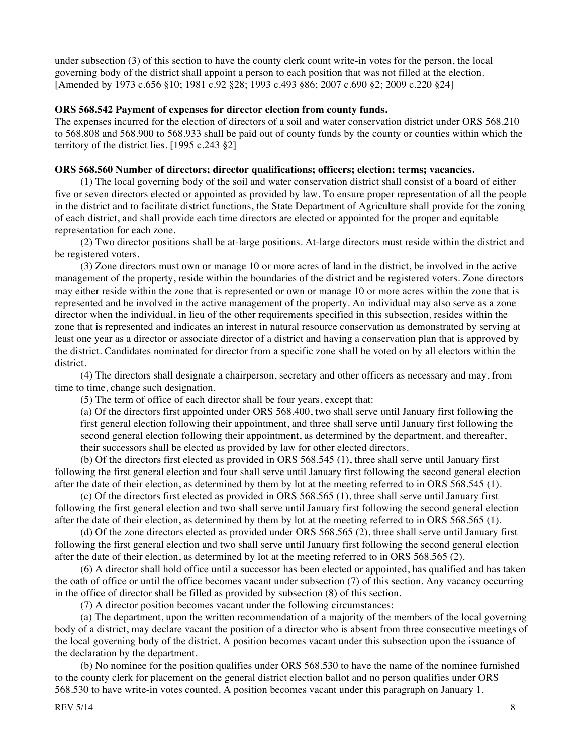under subsection (3) of this section to have the county clerk count write-in votes for the person, the local governing body of the district shall appoint a person to each position that was not filled at the election. [Amended by 1973 c.656 §10; 1981 c.92 §28; 1993 c.493 §86; 2007 c.690 §2; 2009 c.220 §24]

**ORS 568.542 Payment of expenses for director election from county funds.**

The expenses incurred for the election of directors of a soil and water conservation district under ORS 568.210 to 568.808 and 568.900 to 568.933 shall be paid out of county funds by the county or counties within which the territory of the district lies. [1995 c.243 §2]

**ORS 568.560 Number of directors; director qualifications; officers; election; terms; vacancies.**

(1) The local governing body of the soil and water conservation district shall consist of a board of either five or seven directors elected or appointed as provided by law. To ensure proper representation of all the people in the district and to facilitate district functions, the State Department of Agriculture shall provide for the zoning of each district, and shall provide each time directors are elected or appointed for the proper and equitable representation for each zone.

(2) Two director positions shall be at-large positions. At-large directors must reside within the district and be registered voters.

(3) Zone directors must own or manage 10 or more acres of land in the district, be involved in the active management of the property, reside within the boundaries of the district and be registered voters. Zone directors may either reside within the zone that is represented or own or manage 10 or more acres within the zone that is represented and be involved in the active management of the property. An individual may also serve as a zone director when the individual, in lieu of the other requirements specified in this subsection, resides within the zone that is represented and indicates an interest in natural resource conservation as demonstrated by serving at least one year as a director or associate director of a district and having a conservation plan that is approved by the district. Candidates nominated for director from a specific zone shall be voted on by all electors within the district.

(4) The directors shall designate a chairperson, secretary and other officers as necessary and may, from time to time, change such designation.

(5) The term of office of each director shall be four years, except that:

(a) Of the directors first appointed under ORS 568.400, two shall serve until January first following the first general election following their appointment, and three shall serve until January first following the second general election following their appointment, as determined by the department, and thereafter, their successors shall be elected as provided by law for other elected directors.

(b) Of the directors first elected as provided in ORS 568.545 (1), three shall serve until January first following the first general election and four shall serve until January first following the second general election after the date of their election, as determined by them by lot at the meeting referred to in ORS 568.545 (1).

(c) Of the directors first elected as provided in ORS 568.565 (1), three shall serve until January first following the first general election and two shall serve until January first following the second general election after the date of their election, as determined by them by lot at the meeting referred to in ORS 568.565 (1).

(d) Of the zone directors elected as provided under ORS 568.565 (2), three shall serve until January first following the first general election and two shall serve until January first following the second general election after the date of their election, as determined by lot at the meeting referred to in ORS 568.565 (2).

(6) A director shall hold office until a successor has been elected or appointed, has qualified and has taken the oath of office or until the office becomes vacant under subsection (7) of this section. Any vacancy occurring in the office of director shall be filled as provided by subsection (8) of this section.

(7) A director position becomes vacant under the following circumstances:

(a) The department, upon the written recommendation of a majority of the members of the local governing body of a district, may declare vacant the position of a director who is absent from three consecutive meetings of the local governing body of the district. A position becomes vacant under this subsection upon the issuance of the declaration by the department.

(b) No nominee for the position qualifies under ORS 568.530 to have the name of the nominee furnished to the county clerk for placement on the general district election ballot and no person qualifies under ORS 568.530 to have write-in votes counted. A position becomes vacant under this paragraph on January 1.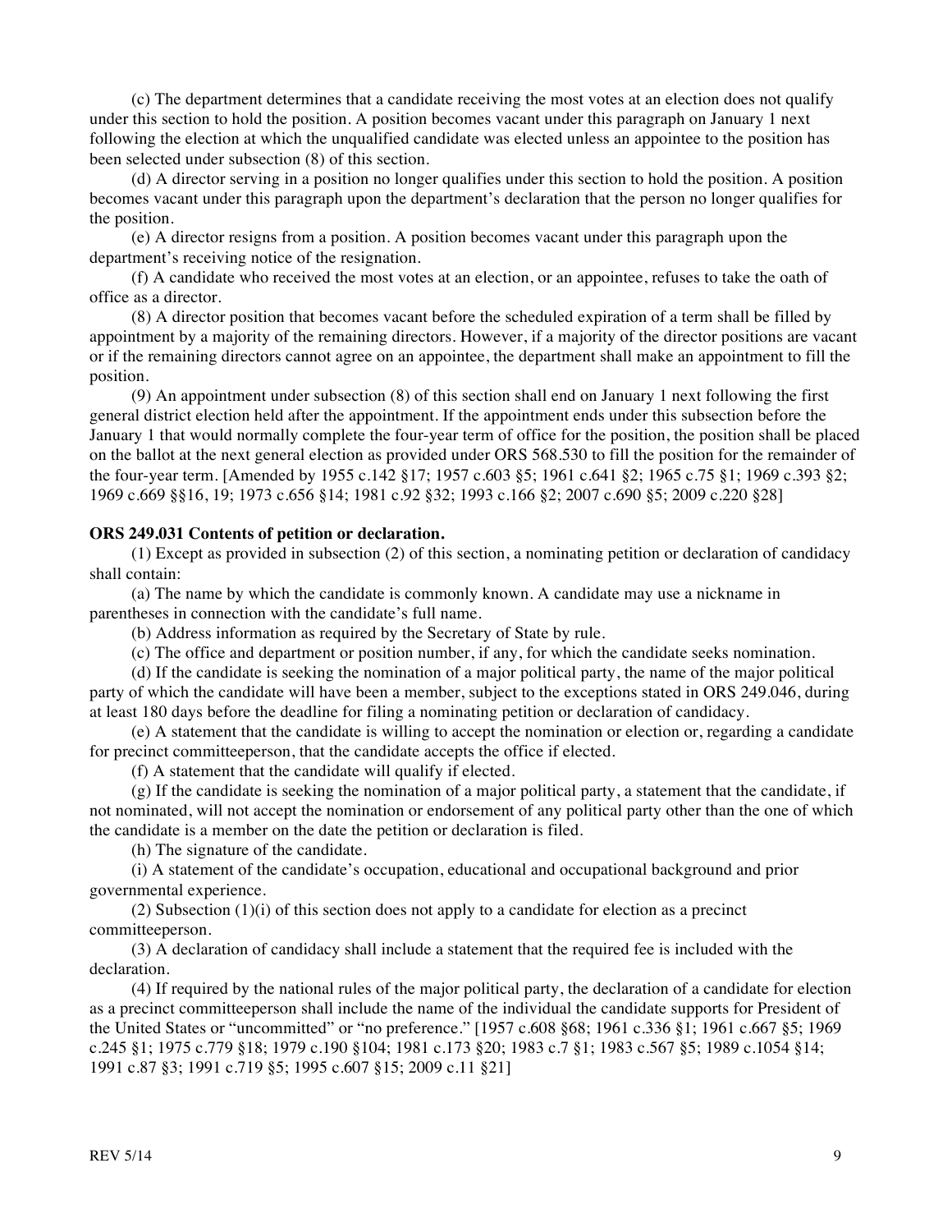(c) The department determines that a candidate receiving the most votes at an election does not qualify under this section to hold the position. A position becomes vacant under this paragraph on January 1 next following the election at which the unqualified candidate was elected unless an appointee to the position has been selected under subsection (8) of this section.

(d) A director serving in a position no longer qualifies under this section to hold the position. A position becomes vacant under this paragraph upon the department's declaration that the person no longer qualifies for the position.

(e) A director resigns from a position. A position becomes vacant under this paragraph upon the department's receiving notice of the resignation.

(f) A candidate who received the most votes at an election, or an appointee, refuses to take the oath of office as a director.

(8) A director position that becomes vacant before the scheduled expiration of a term shall be filled by appointment by a majority of the remaining directors. However, if a majority of the director positions are vacant or if the remaining directors cannot agree on an appointee, the department shall make an appointment to fill the position.

(9) An appointment under subsection (8) of this section shall end on January 1 next following the first general district election held after the appointment. If the appointment ends under this subsection before the January 1 that would normally complete the four-year term of office for the position, the position shall be placed on the ballot at the next general election as provided under ORS 568.530 to fill the position for the remainder of the four-year term. [Amended by 1955 c.142 §17; 1957 c.603 §5; 1961 c.641 §2; 1965 c.75 §1; 1969 c.393 §2; 1969 c.669 §§16, 19; 1973 c.656 §14; 1981 c.92 §32; 1993 c.166 §2; 2007 c.690 §5; 2009 c.220 §28]

**ORS 249.031 Contents of petition or declaration.**

(1) Except as provided in subsection (2) of this section, a nominating petition or declaration of candidacy shall contain:

(a) The name by which the candidate is commonly known. A candidate may use a nickname in parentheses in connection with the candidate's full name.

(b) Address information as required by the Secretary of State by rule.

(c) The office and department or position number, if any, for which the candidate seeks nomination.

(d) If the candidate is seeking the nomination of a major political party, the name of the major political party of which the candidate will have been a member, subject to the exceptions stated in ORS 249.046, during at least 180 days before the deadline for filing a nominating petition or declaration of candidacy.

(e) A statement that the candidate is willing to accept the nomination or election or, regarding a candidate for precinct committeeperson, that the candidate accepts the office if elected.

(f) A statement that the candidate will qualify if elected.

(g) If the candidate is seeking the nomination of a major political party, a statement that the candidate, if not nominated, will not accept the nomination or endorsement of any political party other than the one of which the candidate is a member on the date the petition or declaration is filed.

(h) The signature of the candidate.

(i) A statement of the candidate's occupation, educational and occupational background and prior governmental experience.

(2) Subsection (1)(i) of this section does not apply to a candidate for election as a precinct committeeperson.

(3) A declaration of candidacy shall include a statement that the required fee is included with the declaration.

(4) If required by the national rules of the major political party, the declaration of a candidate for election as a precinct committeeperson shall include the name of the individual the candidate supports for President of the United States or "uncommitted" or "no preference." [1957 c.608 §68; 1961 c.336 §1; 1961 c.667 §5; 1969 c.245 §1; 1975 c.779 §18; 1979 c.190 §104; 1981 c.173 §20; 1983 c.7 §1; 1983 c.567 §5; 1989 c.1054 §14; 1991 c.87 §3; 1991 c.719 §5; 1995 c.607 §15; 2009 c.11 §21]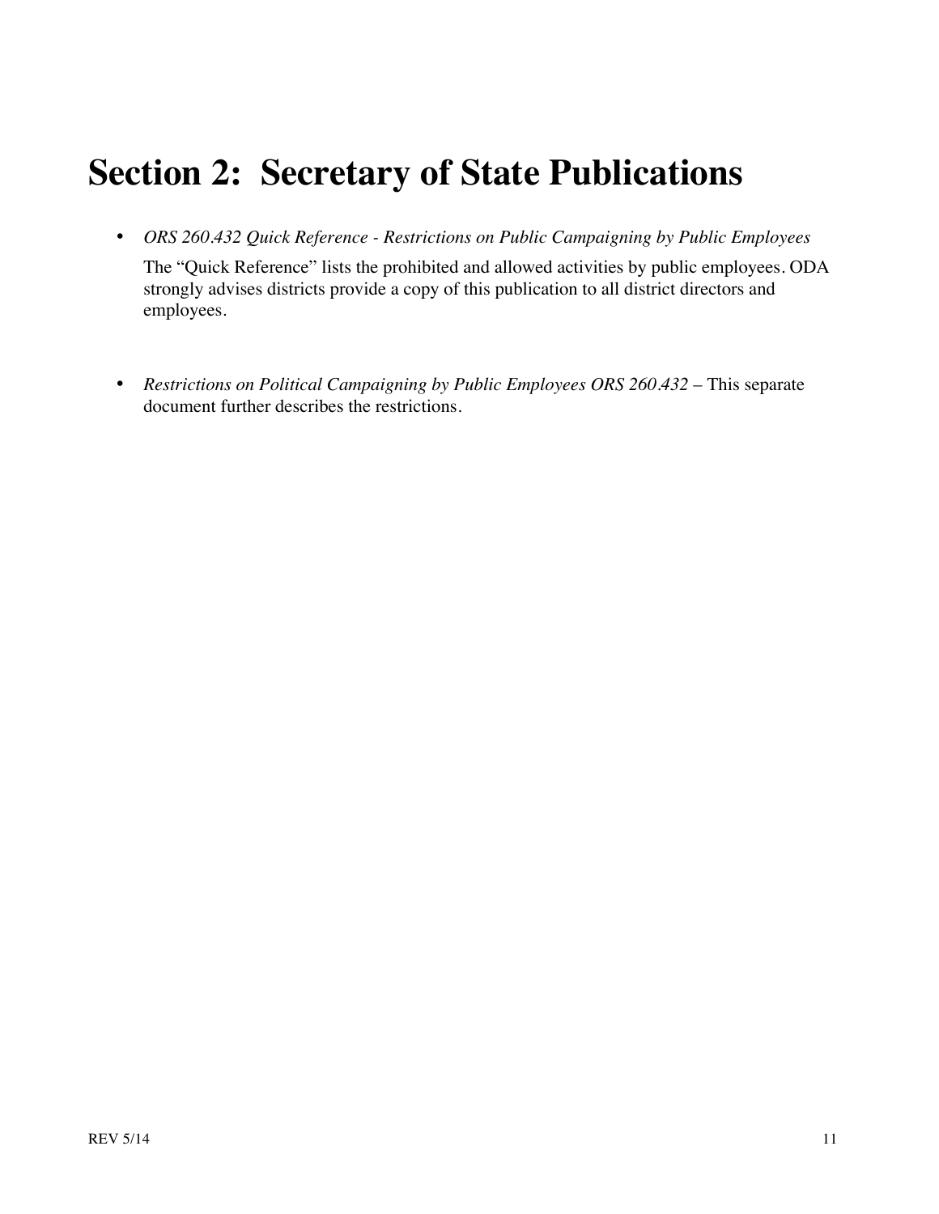# Section 2: Secretary of State Publications

- *ORS 260.432 Quick Reference - Restrictions on Public Campaigning by Public Employees*

  The "Quick Reference" lists the prohibited and allowed activities by public employees. ODA strongly advises districts provide a copy of this publication to all district directors and employees.

- *Restrictions on Political Campaigning by Public Employees ORS 260.432* – This separate document further describes the restrictions.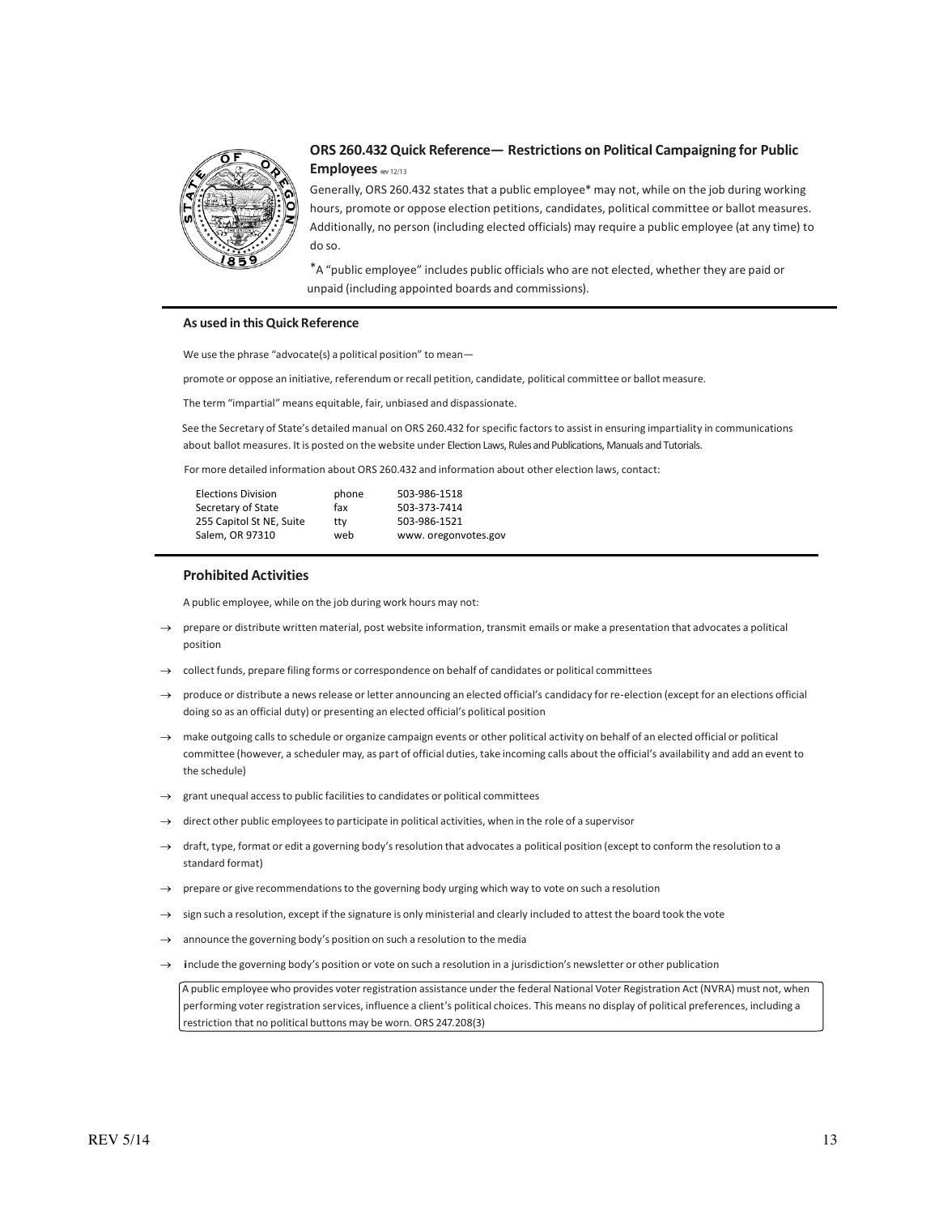## ORS 260.432 Quick Reference— Restrictions on Political Campaigning for Public Employees rev 12/13

Generally, ORS 260.432 states that a public employee* may not, while on the job during working hours, promote or oppose election petitions, candidates, political committee or ballot measures. Additionally, no person (including elected officials) may require a public employee (at any time) to do so.

*A "public employee" includes public officials who are not elected, whether they are paid or unpaid (including appointed boards and commissions).

### As used in this Quick Reference

We use the phrase "advocate(s) a political position" to mean—

promote or oppose an initiative, referendum or recall petition, candidate, political committee or ballot measure.

The term "impartial" means equitable, fair, unbiased and dispassionate.

See the Secretary of State's detailed manual on ORS 260.432 for specific factors to assist in ensuring impartiality in communications about ballot measures. It is posted on the website under Election Laws, Rules and Publications, Manuals and Tutorials.

For more detailed information about ORS 260.432 and information about other election laws, contact:

| | | |
|---|---|---|
| Elections Division | phone | 503-986-1518 |
| Secretary of State | fax | 503-373-7414 |
| 255 Capitol St NE, Suite | tty | 503-986-1521 |
| Salem, OR 97310 | web | www. oregonvotes.gov |

### Prohibited Activities

A public employee, while on the job during work hours may not:

- prepare or distribute written material, post website information, transmit emails or make a presentation that advocates a political position
- collect funds, prepare filing forms or correspondence on behalf of candidates or political committees
- produce or distribute a news release or letter announcing an elected official's candidacy for re-election (except for an elections official doing so as an official duty) or presenting an elected official's political position
- make outgoing calls to schedule or organize campaign events or other political activity on behalf of an elected official or political committee (however, a scheduler may, as part of official duties, take incoming calls about the official's availability and add an event to the schedule)
- grant unequal access to public facilities to candidates or political committees
- direct other public employees to participate in political activities, when in the role of a supervisor
- draft, type, format or edit a governing body's resolution that advocates a political position (except to conform the resolution to a standard format)
- prepare or give recommendations to the governing body urging which way to vote on such a resolution
- sign such a resolution, except if the signature is only ministerial and clearly included to attest the board took the vote
- announce the governing body's position on such a resolution to the media
- include the governing body's position or vote on such a resolution in a jurisdiction's newsletter or other publication

A public employee who provides voter registration assistance under the federal National Voter Registration Act (NVRA) must not, when performing voter registration services, influence a client's political choices. This means no display of political preferences, including a restriction that no political buttons may be worn. ORS 247.208(3)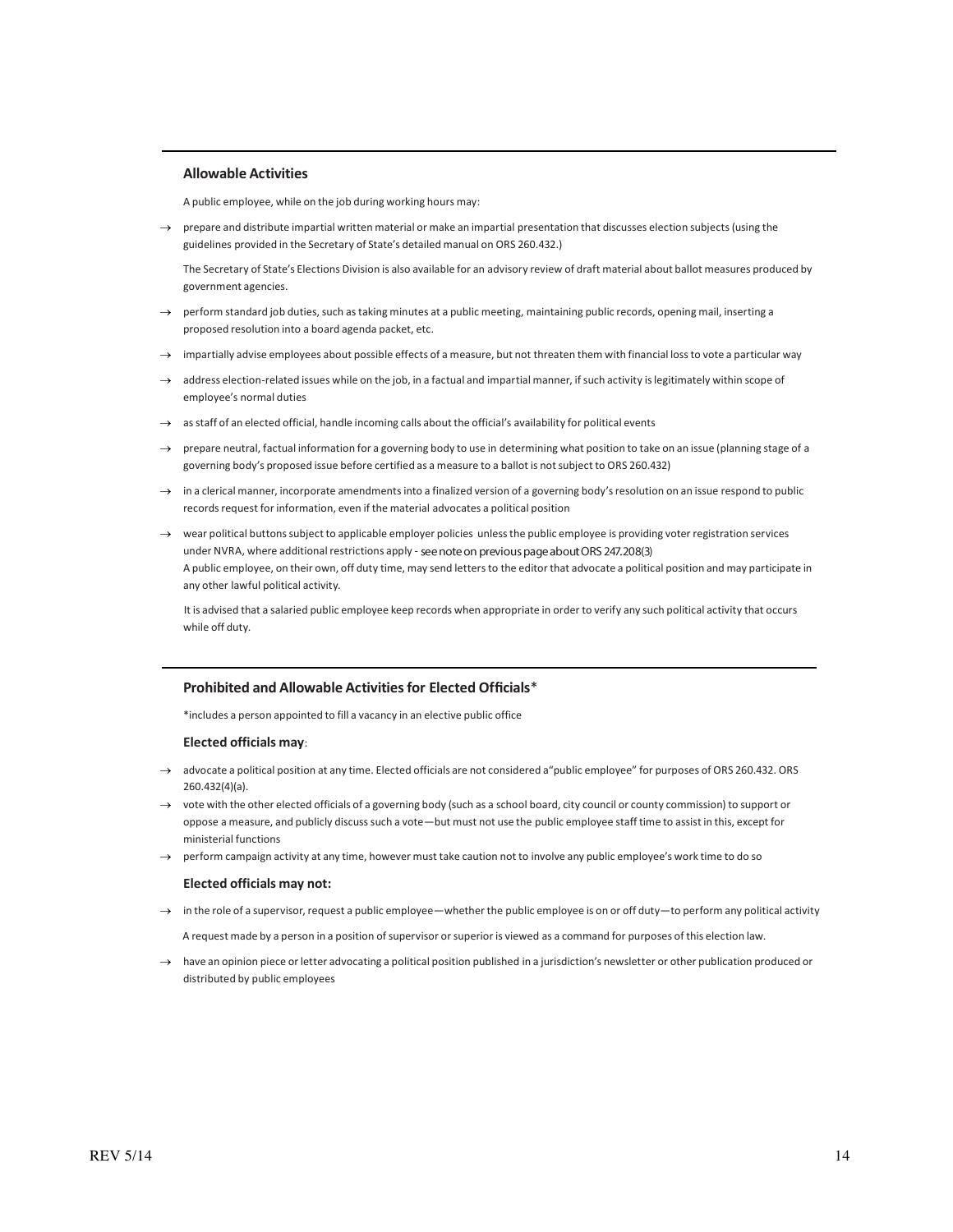## Allowable Activities

A public employee, while on the job during working hours may:

- → prepare and distribute impartial written material or make an impartial presentation that discusses election subjects (using the guidelines provided in the Secretary of State's detailed manual on ORS 260.432.)

  The Secretary of State's Elections Division is also available for an advisory review of draft material about ballot measures produced by government agencies.

- → perform standard job duties, such as taking minutes at a public meeting, maintaining public records, opening mail, inserting a proposed resolution into a board agenda packet, etc.
- → impartially advise employees about possible effects of a measure, but not threaten them with financial loss to vote a particular way
- → address election-related issues while on the job, in a factual and impartial manner, if such activity is legitimately within scope of employee's normal duties
- → as staff of an elected official, handle incoming calls about the official's availability for political events
- → prepare neutral, factual information for a governing body to use in determining what position to take on an issue (planning stage of a governing body's proposed issue before certified as a measure to a ballot is not subject to ORS 260.432)
- → in a clerical manner, incorporate amendments into a finalized version of a governing body's resolution on an issue respond to public records request for information, even if the material advocates a political position
- → wear political buttons subject to applicable employer policies unless the public employee is providing voter registration services under NVRA, where additional restrictions apply - see note on previous page about ORS 247.208(3)

A public employee, on their own, off duty time, may send letters to the editor that advocate a political position and may participate in any other lawful political activity.

It is advised that a salaried public employee keep records when appropriate in order to verify any such political activity that occurs while off duty.

## Prohibited and Allowable Activities for Elected Officials*

*includes a person appointed to fill a vacancy in an elective public office

### Elected officials may:

- → advocate a political position at any time. Elected officials are not considered a "public employee" for purposes of ORS 260.432. ORS 260.432(4)(a).
- → vote with the other elected officials of a governing body (such as a school board, city council or county commission) to support or oppose a measure, and publicly discuss such a vote—but must not use the public employee staff time to assist in this, except for ministerial functions
- → perform campaign activity at any time, however must take caution not to involve any public employee's work time to do so

### Elected officials may not:

- → in the role of a supervisor, request a public employee—whether the public employee is on or off duty—to perform any political activity

  A request made by a person in a position of supervisor or superior is viewed as a command for purposes of this election law.

- → have an opinion piece or letter advocating a political position published in a jurisdiction's newsletter or other publication produced or distributed by public employees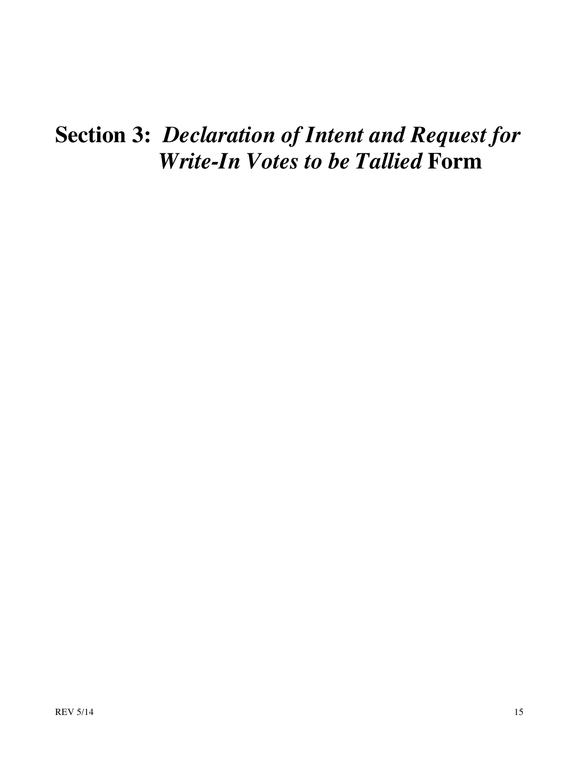# Section 3: *Declaration of Intent and Request for Write-In Votes to be Tallied* Form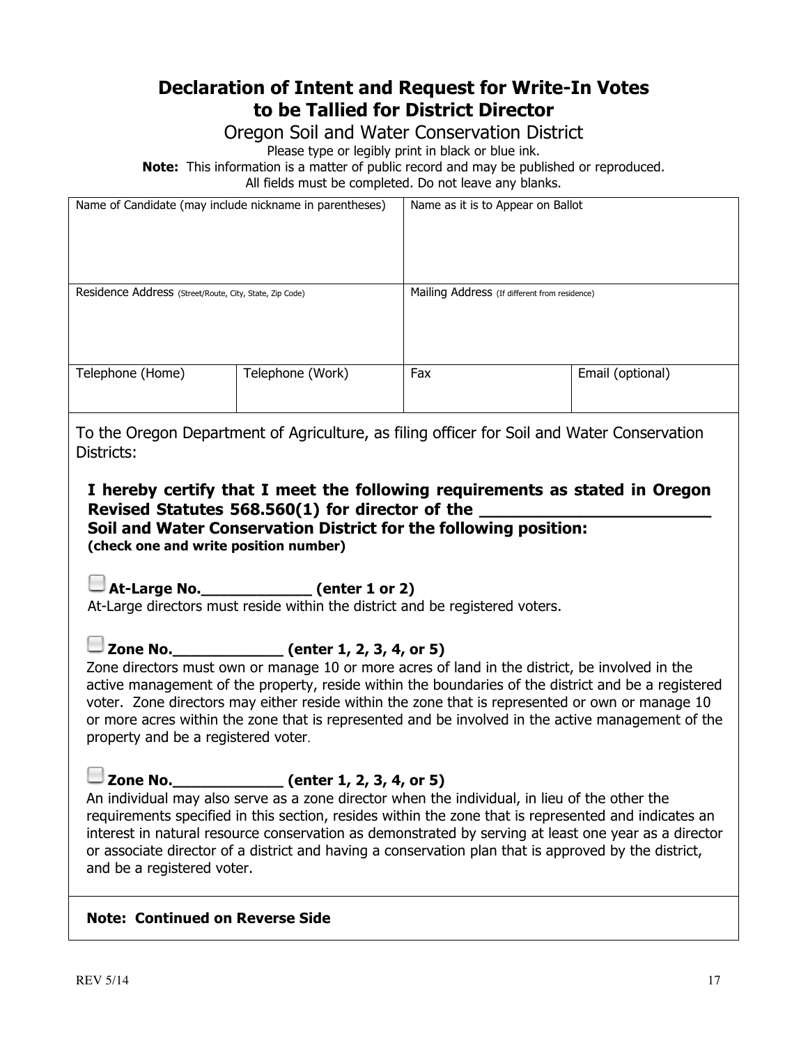# Declaration of Intent and Request for Write-In Votes to be Tallied for District Director

Oregon Soil and Water Conservation District

Please type or legibly print in black or blue ink.

**Note:** This information is a matter of public record and may be published or reproduced.

All fields must be completed. Do not leave any blanks.

| Name of Candidate (may include nickname in parentheses) | | Name as it is to Appear on Ballot | |
|---|---|---|---|
| | | | |
| Residence Address (Street/Route, City, State, Zip Code) | | Mailing Address (If different from residence) | |
| | | | |
| Telephone (Home) | Telephone (Work) | Fax | Email (optional) |
| | | | |

To the Oregon Department of Agriculture, as filing officer for Soil and Water Conservation Districts:

**I hereby certify that I meet the following requirements as stated in Oregon Revised Statutes 568.560(1) for director of the _______________________ Soil and Water Conservation District for the following position:**
**(check one and write position number)**

☐ **At-Large No.____________ (enter 1 or 2)**
At-Large directors must reside within the district and be registered voters.

☐ **Zone No.____________ (enter 1, 2, 3, 4, or 5)**
Zone directors must own or manage 10 or more acres of land in the district, be involved in the active management of the property, reside within the boundaries of the district and be a registered voter. Zone directors may either reside within the zone that is represented or own or manage 10 or more acres within the zone that is represented and be involved in the active management of the property and be a registered voter.

☐ **Zone No.____________ (enter 1, 2, 3, 4, or 5)**
An individual may also serve as a zone director when the individual, in lieu of the other the requirements specified in this section, resides within the zone that is represented and indicates an interest in natural resource conservation as demonstrated by serving at least one year as a director or associate director of a district and having a conservation plan that is approved by the district, and be a registered voter.

**Note: Continued on Reverse Side**

REV 5/14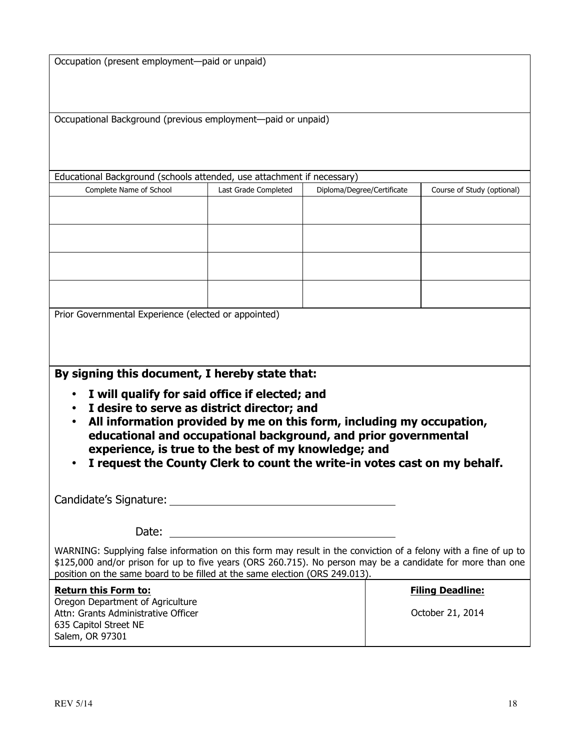Occupation (present employment—paid or unpaid)

Occupational Background (previous employment—paid or unpaid)

Educational Background (schools attended, use attachment if necessary)

| Complete Name of School | Last Grade Completed | Diploma/Degree/Certificate | Course of Study (optional) |
|---|---|---|---|
| | | | |
| | | | |
| | | | |
| | | | |

Prior Governmental Experience (elected or appointed)

**By signing this document, I hereby state that:**

- **I will qualify for said office if elected; and**
- **I desire to serve as district director; and**
- **All information provided by me on this form, including my occupation, educational and occupational background, and prior governmental experience, is true to the best of my knowledge; and**
- **I request the County Clerk to count the write-in votes cast on my behalf.**

Candidate's Signature: ______________________________

Date: ______________________________

WARNING: Supplying false information on this form may result in the conviction of a felony with a fine of up to $125,000 and/or prison for up to five years (ORS 260.715). No person may be a candidate for more than one position on the same board to be filled at the same election (ORS 249.013).

| | |
|---|---|
| **Return this Form to:**<br>Oregon Department of Agriculture<br>Attn: Grants Administrative Officer<br>635 Capitol Street NE<br>Salem, OR 97301 | **Filing Deadline:**<br><br>October 21, 2014 |

REV 5/14